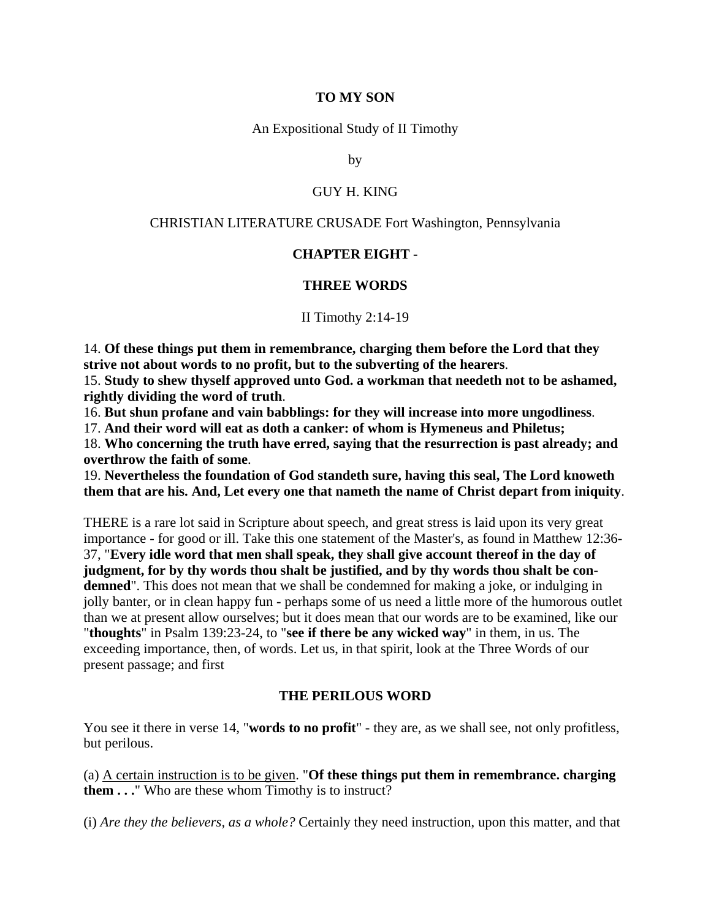**TO MY SON**

An Expositional Study of II Timothy

by

GUY H. KING

CHRISTIAN LITERATURE CRUSADE Fort Washington, Pennsylvania

## CHAPTER EIGHT -

## THREE WORDS

II Timothy 2:14-19

14. **Of these things put them in remembrance, charging them before the Lord that they strive not about words to no profit, but to the subverting of the hearers**.
15. **Study to shew thyself approved unto God. a workman that needeth not to be ashamed, rightly dividing the word of truth**.
16. **But shun profane and vain babblings: for they will increase into more ungodliness**.
17. **And their word will eat as doth a canker: of whom is Hymeneus and Philetus;**
18. **Who concerning the truth have erred, saying that the resurrection is past already; and overthrow the faith of some**.
19. **Nevertheless the foundation of God standeth sure, having this seal, The Lord knoweth them that are his. And, Let every one that nameth the name of Christ depart from iniquity**.

THERE is a rare lot said in Scripture about speech, and great stress is laid upon its very great importance - for good or ill. Take this one statement of the Master's, as found in Matthew 12:36-37, "**Every idle word that men shall speak, they shall give account thereof in the day of judgment, for by thy words thou shalt be justified, and by thy words thou shalt be condemned**". This does not mean that we shall be condemned for making a joke, or indulging in jolly banter, or in clean happy fun - perhaps some of us need a little more of the humorous outlet than we at present allow ourselves; but it does mean that our words are to be examined, like our "**thoughts**" in Psalm 139:23-24, to "**see if there be any wicked way**" in them, in us. The exceeding importance, then, of words. Let us, in that spirit, look at the Three Words of our present passage; and first

### THE PERILOUS WORD

You see it there in verse 14, "**words to no profit**" - they are, as we shall see, not only profitless, but perilous.

(a) <u>A certain instruction is to be given</u>. "**Of these things put them in remembrance. charging them . . .**" Who are these whom Timothy is to instruct?

(i) *Are they the believers, as a whole?* Certainly they need instruction, upon this matter, and that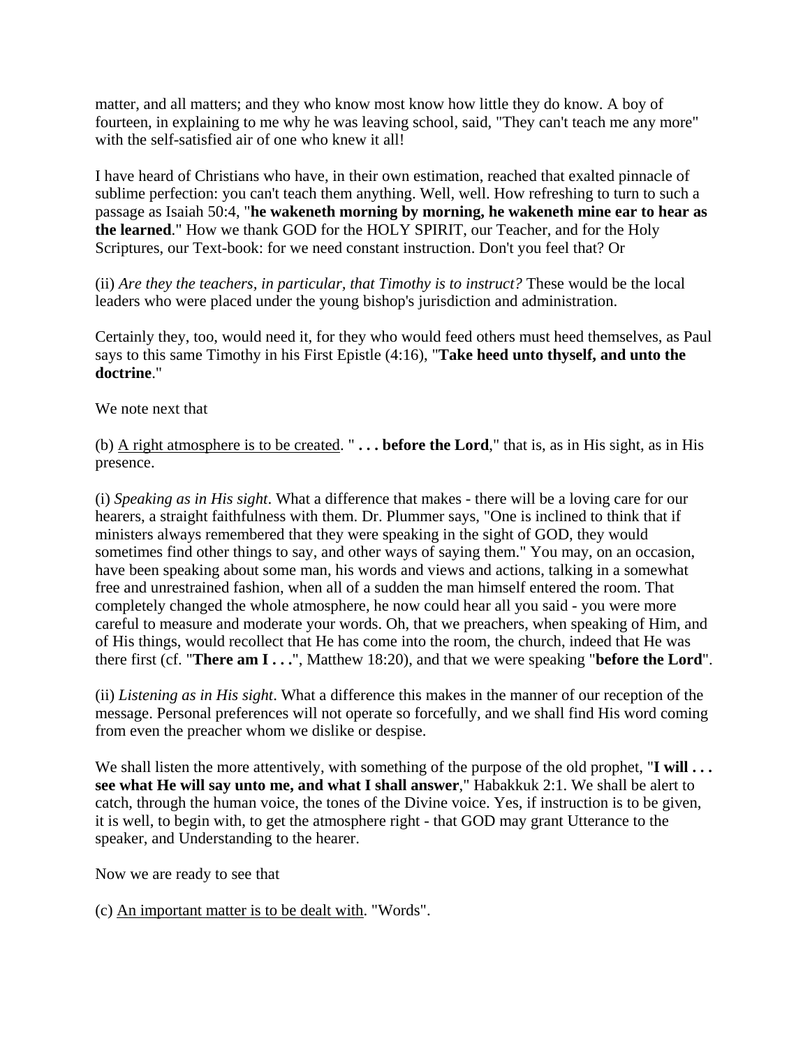matter, and all matters; and they who know most know how little they do know. A boy of fourteen, in explaining to me why he was leaving school, said, "They can't teach me any more" with the self-satisfied air of one who knew it all!

I have heard of Christians who have, in their own estimation, reached that exalted pinnacle of sublime perfection: you can't teach them anything. Well, well. How refreshing to turn to such a passage as Isaiah 50:4, "**he wakeneth morning by morning, he wakeneth mine ear to hear as the learned**." How we thank GOD for the HOLY SPIRIT, our Teacher, and for the Holy Scriptures, our Text-book: for we need constant instruction. Don't you feel that? Or

(ii) *Are they the teachers, in particular, that Timothy is to instruct?* These would be the local leaders who were placed under the young bishop's jurisdiction and administration.

Certainly they, too, would need it, for they who would feed others must heed themselves, as Paul says to this same Timothy in his First Epistle (4:16), "**Take heed unto thyself, and unto the doctrine**."

We note next that

(b) <u>A right atmosphere is to be created</u>. " **. . . before the Lord**," that is, as in His sight, as in His presence.

(i) *Speaking as in His sight*. What a difference that makes - there will be a loving care for our hearers, a straight faithfulness with them. Dr. Plummer says, "One is inclined to think that if ministers always remembered that they were speaking in the sight of GOD, they would sometimes find other things to say, and other ways of saying them." You may, on an occasion, have been speaking about some man, his words and views and actions, talking in a somewhat free and unrestrained fashion, when all of a sudden the man himself entered the room. That completely changed the whole atmosphere, he now could hear all you said - you were more careful to measure and moderate your words. Oh, that we preachers, when speaking of Him, and of His things, would recollect that He has come into the room, the church, indeed that He was there first (cf. "**There am I . . .**", Matthew 18:20), and that we were speaking "**before the Lord**".

(ii) *Listening as in His sight*. What a difference this makes in the manner of our reception of the message. Personal preferences will not operate so forcefully, and we shall find His word coming from even the preacher whom we dislike or despise.

We shall listen the more attentively, with something of the purpose of the old prophet, "**I will . . . see what He will say unto me, and what I shall answer**," Habakkuk 2:1. We shall be alert to catch, through the human voice, the tones of the Divine voice. Yes, if instruction is to be given, it is well, to begin with, to get the atmosphere right - that GOD may grant Utterance to the speaker, and Understanding to the hearer.

Now we are ready to see that

(c) <u>An important matter is to be dealt with</u>. "Words".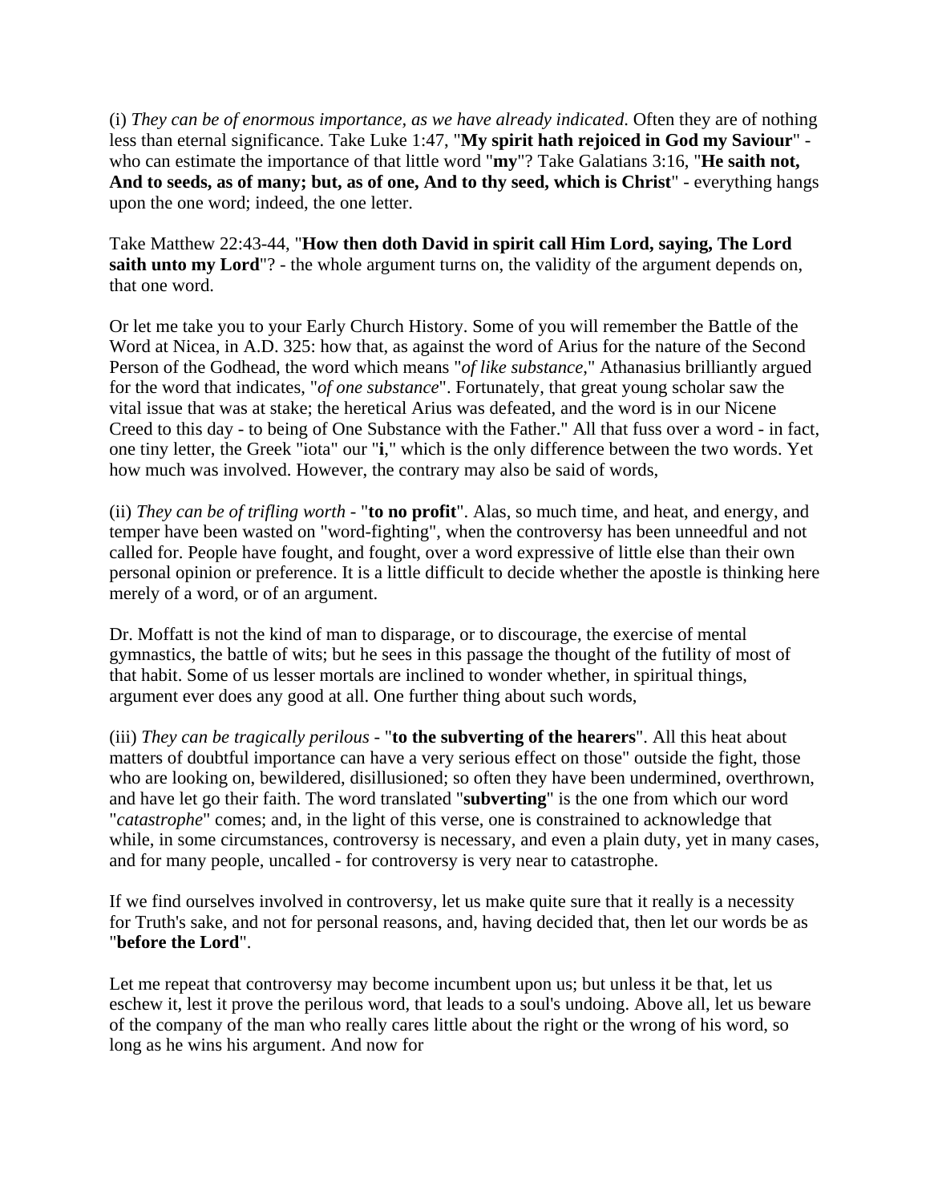(i) *They can be of enormous importance, as we have already indicated*. Often they are of nothing less than eternal significance. Take Luke 1:47, "**My spirit hath rejoiced in God my Saviour**" - who can estimate the importance of that little word "**my**"? Take Galatians 3:16, "**He saith not, And to seeds, as of many; but, as of one, And to thy seed, which is Christ**" - everything hangs upon the one word; indeed, the one letter.

Take Matthew 22:43-44, "**How then doth David in spirit call Him Lord, saying, The Lord saith unto my Lord**"? - the whole argument turns on, the validity of the argument depends on, that one word.

Or let me take you to your Early Church History. Some of you will remember the Battle of the Word at Nicea, in A.D. 325: how that, as against the word of Arius for the nature of the Second Person of the Godhead, the word which means "*of like substance*," Athanasius brilliantly argued for the word that indicates, "*of one substance*". Fortunately, that great young scholar saw the vital issue that was at stake; the heretical Arius was defeated, and the word is in our Nicene Creed to this day - to being of One Substance with the Father." All that fuss over a word - in fact, one tiny letter, the Greek "iota" our "**i**," which is the only difference between the two words. Yet how much was involved. However, the contrary may also be said of words,

(ii) *They can be of trifling worth* - "**to no profit**". Alas, so much time, and heat, and energy, and temper have been wasted on "word-fighting", when the controversy has been unneedful and not called for. People have fought, and fought, over a word expressive of little else than their own personal opinion or preference. It is a little difficult to decide whether the apostle is thinking here merely of a word, or of an argument.

Dr. Moffatt is not the kind of man to disparage, or to discourage, the exercise of mental gymnastics, the battle of wits; but he sees in this passage the thought of the futility of most of that habit. Some of us lesser mortals are inclined to wonder whether, in spiritual things, argument ever does any good at all. One further thing about such words,

(iii) *They can be tragically perilous* - "**to the subverting of the hearers**". All this heat about matters of doubtful importance can have a very serious effect on those" outside the fight, those who are looking on, bewildered, disillusioned; so often they have been undermined, overthrown, and have let go their faith. The word translated "**subverting**" is the one from which our word "*catastrophe*" comes; and, in the light of this verse, one is constrained to acknowledge that while, in some circumstances, controversy is necessary, and even a plain duty, yet in many cases, and for many people, uncalled - for controversy is very near to catastrophe.

If we find ourselves involved in controversy, let us make quite sure that it really is a necessity for Truth's sake, and not for personal reasons, and, having decided that, then let our words be as "**before the Lord**".

Let me repeat that controversy may become incumbent upon us; but unless it be that, let us eschew it, lest it prove the perilous word, that leads to a soul's undoing. Above all, let us beware of the company of the man who really cares little about the right or the wrong of his word, so long as he wins his argument. And now for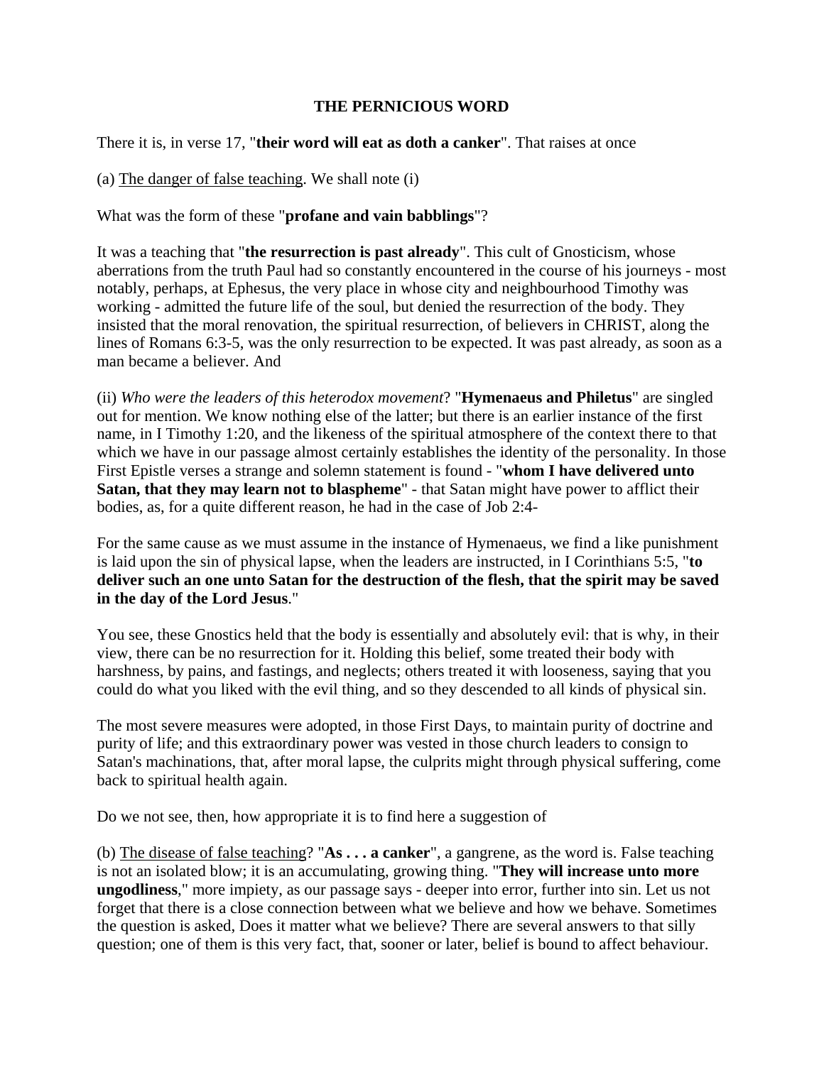### THE PERNICIOUS WORD

There it is, in verse 17, "**their word will eat as doth a canker**". That raises at once

(a) <u>The danger of false teaching</u>. We shall note (i)

What was the form of these "**profane and vain babblings**"?

It was a teaching that "**the resurrection is past already**". This cult of Gnosticism, whose aberrations from the truth Paul had so constantly encountered in the course of his journeys - most notably, perhaps, at Ephesus, the very place in whose city and neighbourhood Timothy was working - admitted the future life of the soul, but denied the resurrection of the body. They insisted that the moral renovation, the spiritual resurrection, of believers in CHRIST, along the lines of Romans 6:3-5, was the only resurrection to be expected. It was past already, as soon as a man became a believer. And

(ii) *Who were the leaders of this heterodox movement*? "**Hymenaeus and Philetus**" are singled out for mention. We know nothing else of the latter; but there is an earlier instance of the first name, in I Timothy 1:20, and the likeness of the spiritual atmosphere of the context there to that which we have in our passage almost certainly establishes the identity of the personality. In those First Epistle verses a strange and solemn statement is found - "**whom I have delivered unto Satan, that they may learn not to blaspheme**" - that Satan might have power to afflict their bodies, as, for a quite different reason, he had in the case of Job 2:4-

For the same cause as we must assume in the instance of Hymenaeus, we find a like punishment is laid upon the sin of physical lapse, when the leaders are instructed, in I Corinthians 5:5, "**to deliver such an one unto Satan for the destruction of the flesh, that the spirit may be saved in the day of the Lord Jesus**."

You see, these Gnostics held that the body is essentially and absolutely evil: that is why, in their view, there can be no resurrection for it. Holding this belief, some treated their body with harshness, by pains, and fastings, and neglects; others treated it with looseness, saying that you could do what you liked with the evil thing, and so they descended to all kinds of physical sin.

The most severe measures were adopted, in those First Days, to maintain purity of doctrine and purity of life; and this extraordinary power was vested in those church leaders to consign to Satan's machinations, that, after moral lapse, the culprits might through physical suffering, come back to spiritual health again.

Do we not see, then, how appropriate it is to find here a suggestion of

(b) <u>The disease of false teaching</u>? "**As . . . a canker**", a gangrene, as the word is. False teaching is not an isolated blow; it is an accumulating, growing thing. "**They will increase unto more ungodliness**," more impiety, as our passage says - deeper into error, further into sin. Let us not forget that there is a close connection between what we believe and how we behave. Sometimes the question is asked, Does it matter what we believe? There are several answers to that silly question; one of them is this very fact, that, sooner or later, belief is bound to affect behaviour.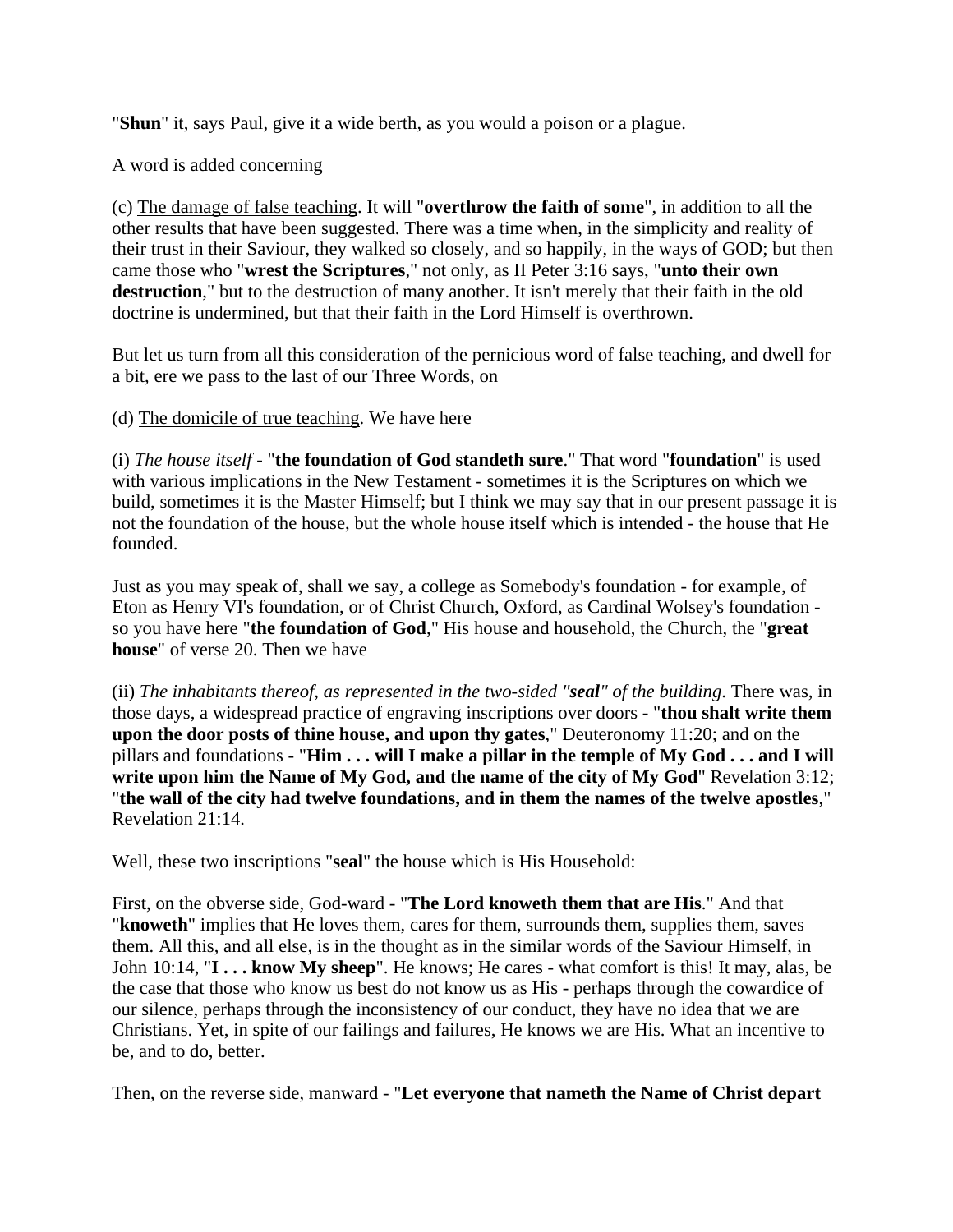"**Shun**" it, says Paul, give it a wide berth, as you would a poison or a plague.

A word is added concerning

(c) <u>The damage of false teaching</u>. It will "**overthrow the faith of some**", in addition to all the other results that have been suggested. There was a time when, in the simplicity and reality of their trust in their Saviour, they walked so closely, and so happily, in the ways of GOD; but then came those who "**wrest the Scriptures**," not only, as II Peter 3:16 says, "**unto their own destruction**," but to the destruction of many another. It isn't merely that their faith in the old doctrine is undermined, but that their faith in the Lord Himself is overthrown.

But let us turn from all this consideration of the pernicious word of false teaching, and dwell for a bit, ere we pass to the last of our Three Words, on

(d) <u>The domicile of true teaching</u>. We have here

(i) *The house itself* - "**the foundation of God standeth sure**." That word "**foundation**" is used with various implications in the New Testament - sometimes it is the Scriptures on which we build, sometimes it is the Master Himself; but I think we may say that in our present passage it is not the foundation of the house, but the whole house itself which is intended - the house that He founded.

Just as you may speak of, shall we say, a college as Somebody's foundation - for example, of Eton as Henry VI's foundation, or of Christ Church, Oxford, as Cardinal Wolsey's foundation - so you have here "**the foundation of God**," His house and household, the Church, the "**great house**" of verse 20. Then we have

(ii) *The inhabitants thereof, as represented in the two-sided "**seal**" of the building*. There was, in those days, a widespread practice of engraving inscriptions over doors - "**thou shalt write them upon the door posts of thine house, and upon thy gates**," Deuteronomy 11:20; and on the pillars and foundations - "**Him . . . will I make a pillar in the temple of My God . . . and I will write upon him the Name of My God, and the name of the city of My God**" Revelation 3:12; "**the wall of the city had twelve foundations, and in them the names of the twelve apostles**," Revelation 21:14.

Well, these two inscriptions "**seal**" the house which is His Household:

First, on the obverse side, God-ward - "**The Lord knoweth them that are His**." And that "**knoweth**" implies that He loves them, cares for them, surrounds them, supplies them, saves them. All this, and all else, is in the thought as in the similar words of the Saviour Himself, in John 10:14, "**I . . . know My sheep**". He knows; He cares - what comfort is this! It may, alas, be the case that those who know us best do not know us as His - perhaps through the cowardice of our silence, perhaps through the inconsistency of our conduct, they have no idea that we are Christians. Yet, in spite of our failings and failures, He knows we are His. What an incentive to be, and to do, better.

Then, on the reverse side, manward - "**Let everyone that nameth the Name of Christ depart**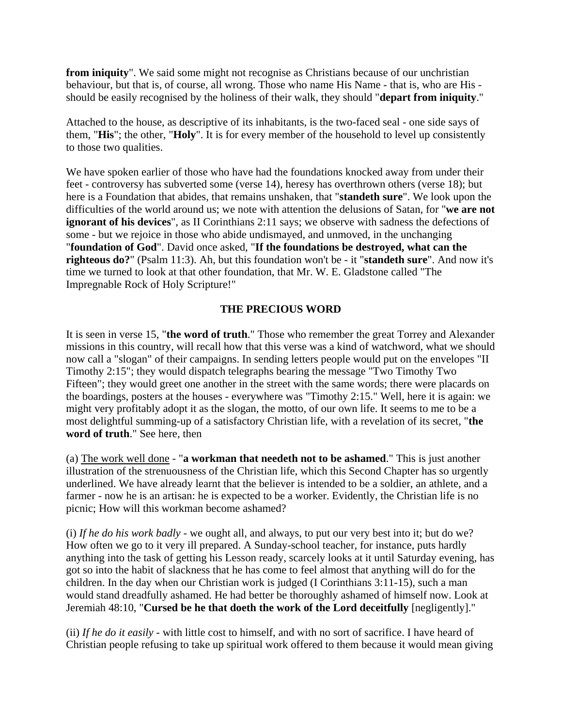**from iniquity**". We said some might not recognise as Christians because of our unchristian behaviour, but that is, of course, all wrong. Those who name His Name - that is, who are His - should be easily recognised by the holiness of their walk, they should "**depart from iniquity**."

Attached to the house, as descriptive of its inhabitants, is the two-faced seal - one side says of them, "**His**"; the other, "**Holy**". It is for every member of the household to level up consistently to those two qualities.

We have spoken earlier of those who have had the foundations knocked away from under their feet - controversy has subverted some (verse 14), heresy has overthrown others (verse 18); but here is a Foundation that abides, that remains unshaken, that "**standeth sure**". We look upon the difficulties of the world around us; we note with attention the delusions of Satan, for "**we are not ignorant of his devices**", as II Corinthians 2:11 says; we observe with sadness the defections of some - but we rejoice in those who abide undismayed, and unmoved, in the unchanging "**foundation of God**". David once asked, "**If the foundations be destroyed, what can the righteous do?**" (Psalm 11:3). Ah, but this foundation won't be - it "**standeth sure**". And now it's time we turned to look at that other foundation, that Mr. W. E. Gladstone called "The Impregnable Rock of Holy Scripture!"

## THE PRECIOUS WORD

It is seen in verse 15, "**the word of truth**." Those who remember the great Torrey and Alexander missions in this country, will recall how that this verse was a kind of watchword, what we should now call a "slogan" of their campaigns. In sending letters people would put on the envelopes "II Timothy 2:15"; they would dispatch telegraphs bearing the message "Two Timothy Two Fifteen"; they would greet one another in the street with the same words; there were placards on the boardings, posters at the houses - everywhere was "Timothy 2:15." Well, here it is again: we might very profitably adopt it as the slogan, the motto, of our own life. It seems to me to be a most delightful summing-up of a satisfactory Christian life, with a revelation of its secret, "**the word of truth**." See here, then

(a) <u>The work well done</u> - "**a workman that needeth not to be ashamed**." This is just another illustration of the strenuousness of the Christian life, which this Second Chapter has so urgently underlined. We have already learnt that the believer is intended to be a soldier, an athlete, and a farmer - now he is an artisan: he is expected to be a worker. Evidently, the Christian life is no picnic; How will this workman become ashamed?

(i) *If he do his work badly* - we ought all, and always, to put our very best into it; but do we? How often we go to it very ill prepared. A Sunday-school teacher, for instance, puts hardly anything into the task of getting his Lesson ready, scarcely looks at it until Saturday evening, has got so into the habit of slackness that he has come to feel almost that anything will do for the children. In the day when our Christian work is judged (I Corinthians 3:11-15), such a man would stand dreadfully ashamed. He had better be thoroughly ashamed of himself now. Look at Jeremiah 48:10, "**Cursed be he that doeth the work of the Lord deceitfully** [negligently]."

(ii) *If he do it easily* - with little cost to himself, and with no sort of sacrifice. I have heard of Christian people refusing to take up spiritual work offered to them because it would mean giving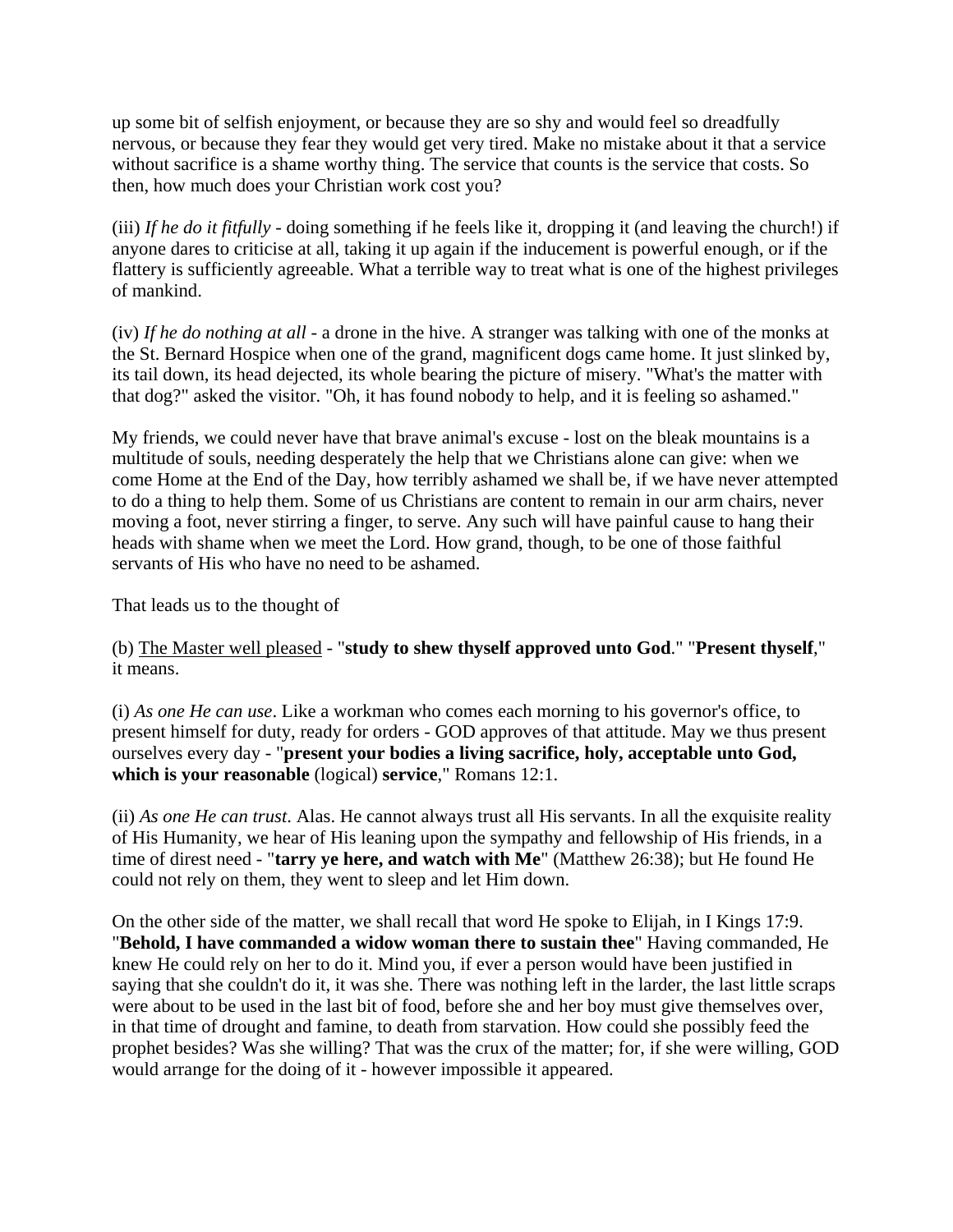up some bit of selfish enjoyment, or because they are so shy and would feel so dreadfully nervous, or because they fear they would get very tired. Make no mistake about it that a service without sacrifice is a shame worthy thing. The service that counts is the service that costs. So then, how much does your Christian work cost you?

(iii) *If he do it fitfully* - doing something if he feels like it, dropping it (and leaving the church!) if anyone dares to criticise at all, taking it up again if the inducement is powerful enough, or if the flattery is sufficiently agreeable. What a terrible way to treat what is one of the highest privileges of mankind.

(iv) *If he do nothing at all* - a drone in the hive. A stranger was talking with one of the monks at the St. Bernard Hospice when one of the grand, magnificent dogs came home. It just slinked by, its tail down, its head dejected, its whole bearing the picture of misery. "What's the matter with that dog?" asked the visitor. "Oh, it has found nobody to help, and it is feeling so ashamed."

My friends, we could never have that brave animal's excuse - lost on the bleak mountains is a multitude of souls, needing desperately the help that we Christians alone can give: when we come Home at the End of the Day, how terribly ashamed we shall be, if we have never attempted to do a thing to help them. Some of us Christians are content to remain in our arm chairs, never moving a foot, never stirring a finger, to serve. Any such will have painful cause to hang their heads with shame when we meet the Lord. How grand, though, to be one of those faithful servants of His who have no need to be ashamed.

That leads us to the thought of

(b) <u>The Master well pleased</u> - "**study to shew thyself approved unto God**." "**Present thyself**," it means.

(i) *As one He can use*. Like a workman who comes each morning to his governor's office, to present himself for duty, ready for orders - GOD approves of that attitude. May we thus present ourselves every day - "**present your bodies a living sacrifice, holy, acceptable unto God, which is your reasonable** (logical) **service**," Romans 12:1.

(ii) *As one He can trust*. Alas. He cannot always trust all His servants. In all the exquisite reality of His Humanity, we hear of His leaning upon the sympathy and fellowship of His friends, in a time of direst need - "**tarry ye here, and watch with Me**" (Matthew 26:38); but He found He could not rely on them, they went to sleep and let Him down.

On the other side of the matter, we shall recall that word He spoke to Elijah, in I Kings 17:9. "**Behold, I have commanded a widow woman there to sustain thee**" Having commanded, He knew He could rely on her to do it. Mind you, if ever a person would have been justified in saying that she couldn't do it, it was she. There was nothing left in the larder, the last little scraps were about to be used in the last bit of food, before she and her boy must give themselves over, in that time of drought and famine, to death from starvation. How could she possibly feed the prophet besides? Was she willing? That was the crux of the matter; for, if she were willing, GOD would arrange for the doing of it - however impossible it appeared.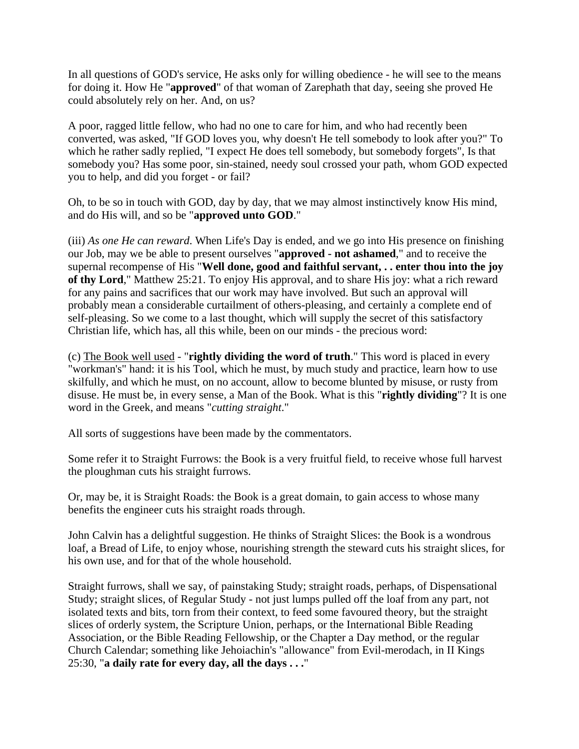In all questions of GOD's service, He asks only for willing obedience - he will see to the means for doing it. How He "**approved**" of that woman of Zarephath that day, seeing she proved He could absolutely rely on her. And, on us?

A poor, ragged little fellow, who had no one to care for him, and who had recently been converted, was asked, "If GOD loves you, why doesn't He tell somebody to look after you?" To which he rather sadly replied, "I expect He does tell somebody, but somebody forgets", Is that somebody you? Has some poor, sin-stained, needy soul crossed your path, whom GOD expected you to help, and did you forget - or fail?

Oh, to be so in touch with GOD, day by day, that we may almost instinctively know His mind, and do His will, and so be "**approved unto GOD**."

(iii) *As one He can reward*. When Life's Day is ended, and we go into His presence on finishing our Job, may we be able to present ourselves "**approved - not ashamed**," and to receive the supernal recompense of His "**Well done, good and faithful servant, . . enter thou into the joy of thy Lord**," Matthew 25:21. To enjoy His approval, and to share His joy: what a rich reward for any pains and sacrifices that our work may have involved. But such an approval will probably mean a considerable curtailment of others-pleasing, and certainly a complete end of self-pleasing. So we come to a last thought, which will supply the secret of this satisfactory Christian life, which has, all this while, been on our minds - the precious word:

(c) <u>The Book well used</u> - "**rightly dividing the word of truth**." This word is placed in every "workman's" hand: it is his Tool, which he must, by much study and practice, learn how to use skilfully, and which he must, on no account, allow to become blunted by misuse, or rusty from disuse. He must be, in every sense, a Man of the Book. What is this "**rightly dividing**"? It is one word in the Greek, and means "*cutting straight*."

All sorts of suggestions have been made by the commentators.

Some refer it to Straight Furrows: the Book is a very fruitful field, to receive whose full harvest the ploughman cuts his straight furrows.

Or, may be, it is Straight Roads: the Book is a great domain, to gain access to whose many benefits the engineer cuts his straight roads through.

John Calvin has a delightful suggestion. He thinks of Straight Slices: the Book is a wondrous loaf, a Bread of Life, to enjoy whose, nourishing strength the steward cuts his straight slices, for his own use, and for that of the whole household.

Straight furrows, shall we say, of painstaking Study; straight roads, perhaps, of Dispensational Study; straight slices, of Regular Study - not just lumps pulled off the loaf from any part, not isolated texts and bits, torn from their context, to feed some favoured theory, but the straight slices of orderly system, the Scripture Union, perhaps, or the International Bible Reading Association, or the Bible Reading Fellowship, or the Chapter a Day method, or the regular Church Calendar; something like Jehoiachin's "allowance" from Evil-merodach, in II Kings 25:30, "**a daily rate for every day, all the days . . .**"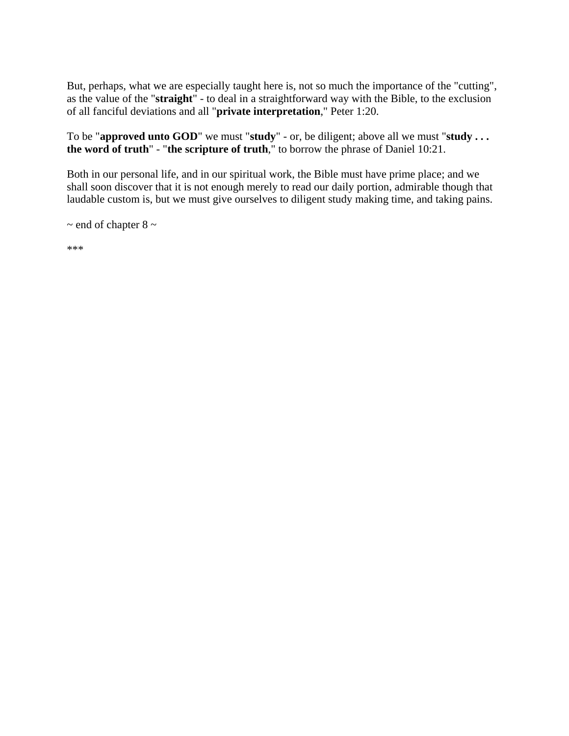But, perhaps, what we are especially taught here is, not so much the importance of the "cutting", as the value of the "**straight**" - to deal in a straightforward way with the Bible, to the exclusion of all fanciful deviations and all "**private interpretation**," Peter 1:20.

To be "**approved unto GOD**" we must "**study**" - or, be diligent; above all we must "**study . . . the word of truth**" - "**the scripture of truth**," to borrow the phrase of Daniel 10:21.

Both in our personal life, and in our spiritual work, the Bible must have prime place; and we shall soon discover that it is not enough merely to read our daily portion, admirable though that laudable custom is, but we must give ourselves to diligent study making time, and taking pains.

~ end of chapter 8 ~

***